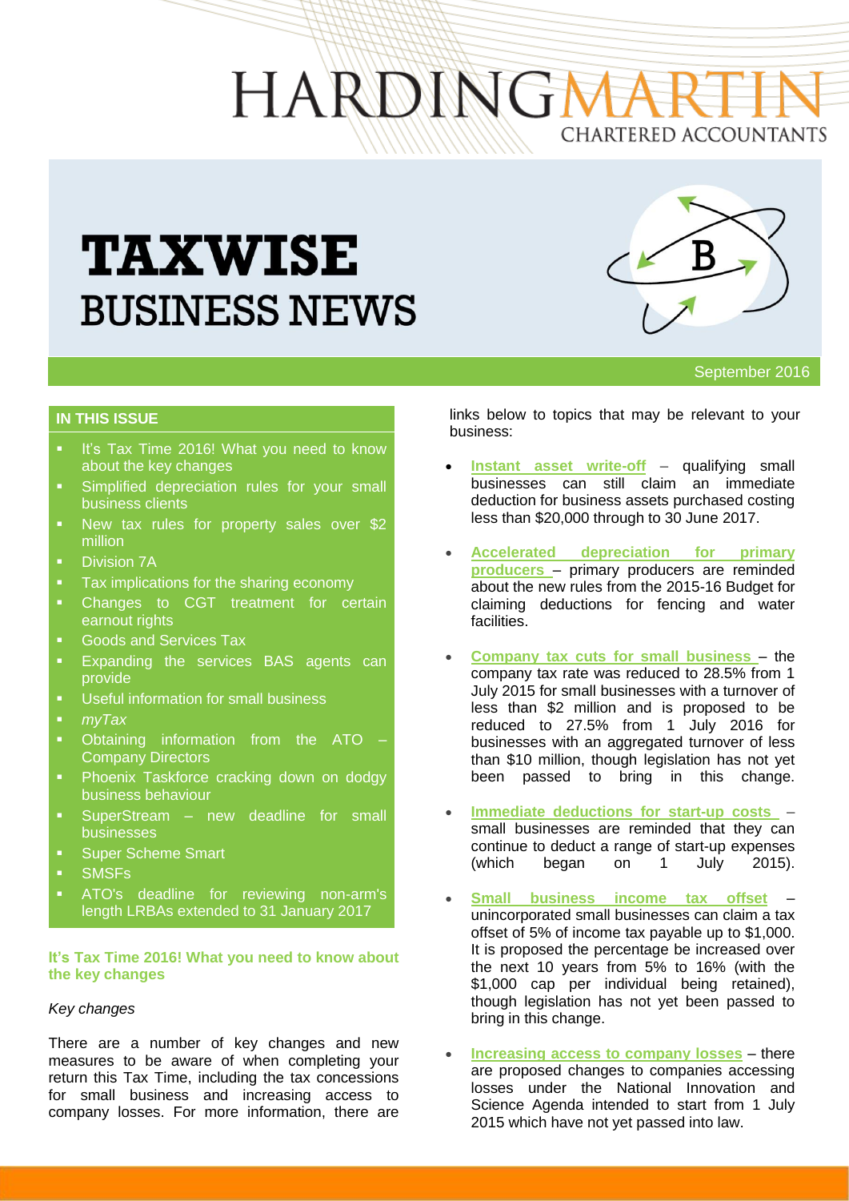# HARDINGMARTIN

CHARTERED ACCOUNTANTS

# TAXWISE BUSINESS NEWS

September 2016

## IN THIS ISSUE

- It's Tax Time 2016! What you need to know about the key changes
- Simplified depreciation rules for your small business clients
- New tax rules for property sales over $2 million
- Division 7A
- Tax implications for the sharing economy
- Changes to CGT treatment for certain earnout rights
- Goods and Services Tax
- Expanding the services BAS agents can provide
- Useful information for small business
- *myTax*
- Obtaining information from the ATO – Company Directors
- Phoenix Taskforce cracking down on dodgy business behaviour
- SuperStream – new deadline for small businesses
- Super Scheme Smart
- SMSFs
- ATO's deadline for reviewing non-arm's length LRBAs extended to 31 January 2017

## It's Tax Time 2016! What you need to know about the key changes

*Key changes*

There are a number of key changes and new measures to be aware of when completing your return this Tax Time, including the tax concessions for small business and increasing access to company losses. For more information, there are links below to topics that may be relevant to your business:

- **Instant asset write-off** – qualifying small businesses can still claim an immediate deduction for business assets purchased costing less than $20,000 through to 30 June 2017.
- **Accelerated depreciation for primary producers** – primary producers are reminded about the new rules from the 2015-16 Budget for claiming deductions for fencing and water facilities.
- **Company tax cuts for small business** – the company tax rate was reduced to 28.5% from 1 July 2015 for small businesses with a turnover of less than $2 million and is proposed to be reduced to 27.5% from 1 July 2016 for businesses with an aggregated turnover of less than $10 million, though legislation has not yet been passed to bring in this change.
- **Immediate deductions for start-up costs** – small businesses are reminded that they can continue to deduct a range of start-up expenses (which began on 1 July 2015).
- **Small business income tax offset** – unincorporated small businesses can claim a tax offset of 5% of income tax payable up to $1,000. It is proposed the percentage be increased over the next 10 years from 5% to 16% (with the $1,000 cap per individual being retained), though legislation has not yet been passed to bring in this change.
- **Increasing access to company losses** – there are proposed changes to companies accessing losses under the National Innovation and Science Agenda intended to start from 1 July 2015 which have not yet passed into law.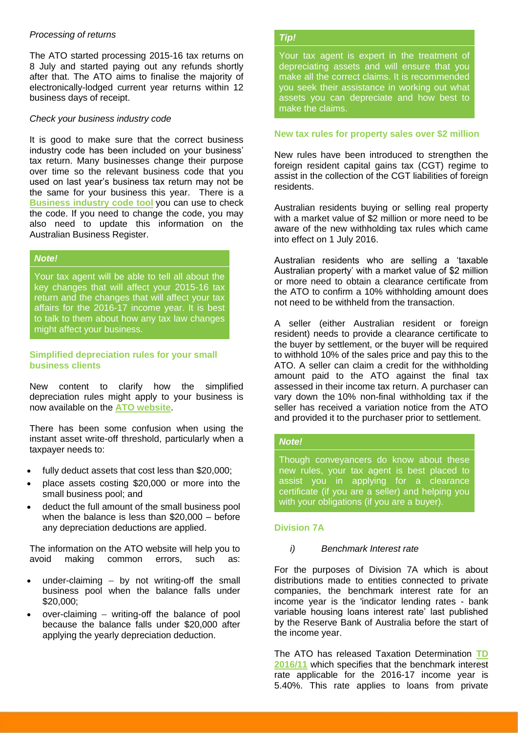*Processing of returns*

The ATO started processing 2015-16 tax returns on 8 July and started paying out any refunds shortly after that. The ATO aims to finalise the majority of electronically-lodged current year returns within 12 business days of receipt.

*Check your business industry code*

It is good to make sure that the correct business industry code has been included on your business' tax return. Many businesses change their purpose over time so the relevant business code that you used on last year's business tax return may not be the same for your business this year. There is a **Business industry code tool** you can use to check the code. If you need to change the code, you may also need to update this information on the Australian Business Register.

> ***Note!***
>
> Your tax agent will be able to tell all about the key changes that will affect your 2015-16 tax return and the changes that will affect your tax affairs for the 2016-17 income year. It is best to talk to them about how any tax law changes might affect your business.

### Simplified depreciation rules for your small business clients

New content to clarify how the simplified depreciation rules might apply to your business is now available on the **ATO website**.

There has been some confusion when using the instant asset write-off threshold, particularly when a taxpayer needs to:

- fully deduct assets that cost less than $20,000;
- place assets costing $20,000 or more into the small business pool; and
- deduct the full amount of the small business pool when the balance is less than $20,000 – before any depreciation deductions are applied.

The information on the ATO website will help you to avoid making common errors, such as:

- under-claiming – by not writing-off the small business pool when the balance falls under $20,000;
- over-claiming – writing-off the balance of pool because the balance falls under $20,000 after applying the yearly depreciation deduction.

> ***Tip!***
>
> Your tax agent is expert in the treatment of depreciating assets and will ensure that you make all the correct claims. It is recommended you seek their assistance in working out what assets you can depreciate and how best to make the claims.

### New tax rules for property sales over $2 million

New rules have been introduced to strengthen the foreign resident capital gains tax (CGT) regime to assist in the collection of the CGT liabilities of foreign residents.

Australian residents buying or selling real property with a market value of $2 million or more need to be aware of the new withholding tax rules which came into effect on 1 July 2016.

Australian residents who are selling a 'taxable Australian property' with a market value of $2 million or more need to obtain a clearance certificate from the ATO to confirm a 10% withholding amount does not need to be withheld from the transaction.

A seller (either Australian resident or foreign resident) needs to provide a clearance certificate to the buyer by settlement, or the buyer will be required to withhold 10% of the sales price and pay this to the ATO. A seller can claim a credit for the withholding amount paid to the ATO against the final tax assessed in their income tax return. A purchaser can vary down the 10% non-final withholding tax if the seller has received a variation notice from the ATO and provided it to the purchaser prior to settlement.

> ***Note!***
>
> Though conveyancers do know about these new rules, your tax agent is best placed to assist you in applying for a clearance certificate (if you are a seller) and helping you with your obligations (if you are a buyer).

### Division 7A

*i) Benchmark Interest rate*

For the purposes of Division 7A which is about distributions made to entities connected to private companies, the benchmark interest rate for an income year is the 'indicator lending rates - bank variable housing loans interest rate' last published by the Reserve Bank of Australia before the start of the income year.

The ATO has released Taxation Determination **TD 2016/11** which specifies that the benchmark interest rate applicable for the 2016-17 income year is 5.40%. This rate applies to loans from private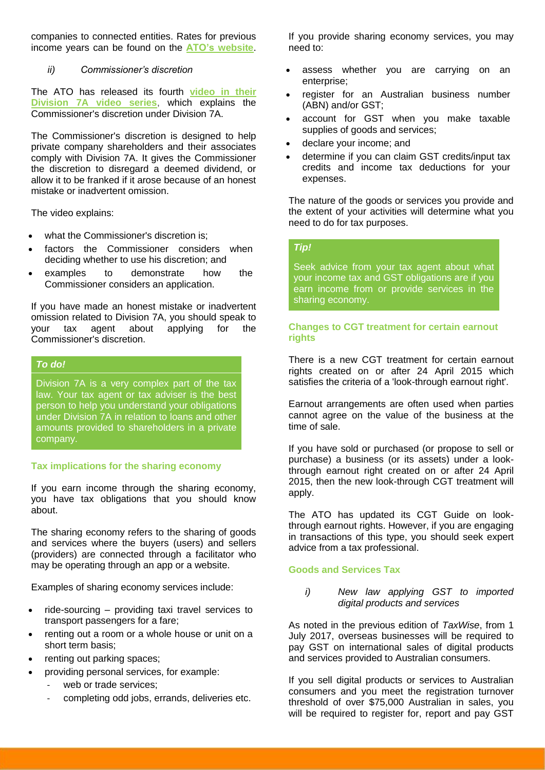companies to connected entities. Rates for previous income years can be found on the **ATO's website**.

*ii) Commissioner's discretion*

The ATO has released its fourth **video in their Division 7A video series**, which explains the Commissioner's discretion under Division 7A.

The Commissioner's discretion is designed to help private company shareholders and their associates comply with Division 7A. It gives the Commissioner the discretion to disregard a deemed dividend, or allow it to be franked if it arose because of an honest mistake or inadvertent omission.

The video explains:

- what the Commissioner's discretion is;
- factors the Commissioner considers when deciding whether to use his discretion; and
- examples to demonstrate how the Commissioner considers an application.

If you have made an honest mistake or inadvertent omission related to Division 7A, you should speak to your tax agent about applying for the Commissioner's discretion.

> ***To do!***
>
> Division 7A is a very complex part of the tax law. Your tax agent or tax adviser is the best person to help you understand your obligations under Division 7A in relation to loans and other amounts provided to shareholders in a private company.

### Tax implications for the sharing economy

If you earn income through the sharing economy, you have tax obligations that you should know about.

The sharing economy refers to the sharing of goods and services where the buyers (users) and sellers (providers) are connected through a facilitator who may be operating through an app or a website.

Examples of sharing economy services include:

- ride-sourcing – providing taxi travel services to transport passengers for a fare;
- renting out a room or a whole house or unit on a short term basis;
- renting out parking spaces;
- providing personal services, for example:
  - web or trade services;
  - completing odd jobs, errands, deliveries etc.

If you provide sharing economy services, you may need to:

- assess whether you are carrying on an enterprise;
- register for an Australian business number (ABN) and/or GST;
- account for GST when you make taxable supplies of goods and services;
- declare your income; and
- determine if you can claim GST credits/input tax credits and income tax deductions for your expenses.

The nature of the goods or services you provide and the extent of your activities will determine what you need to do for tax purposes.

> ***Tip!***
>
> Seek advice from your tax agent about what your income tax and GST obligations are if you earn income from or provide services in the sharing economy.

### Changes to CGT treatment for certain earnout rights

There is a new CGT treatment for certain earnout rights created on or after 24 April 2015 which satisfies the criteria of a 'look-through earnout right'.

Earnout arrangements are often used when parties cannot agree on the value of the business at the time of sale.

If you have sold or purchased (or propose to sell or purchase) a business (or its assets) under a look-through earnout right created on or after 24 April 2015, then the new look-through CGT treatment will apply.

The ATO has updated its CGT Guide on look-through earnout rights. However, if you are engaging in transactions of this type, you should seek expert advice from a tax professional.

### Goods and Services Tax

*i) New law applying GST to imported digital products and services*

As noted in the previous edition of *TaxWise*, from 1 July 2017, overseas businesses will be required to pay GST on international sales of digital products and services provided to Australian consumers.

If you sell digital products or services to Australian consumers and you meet the registration turnover threshold of over $75,000 Australian in sales, you will be required to register for, report and pay GST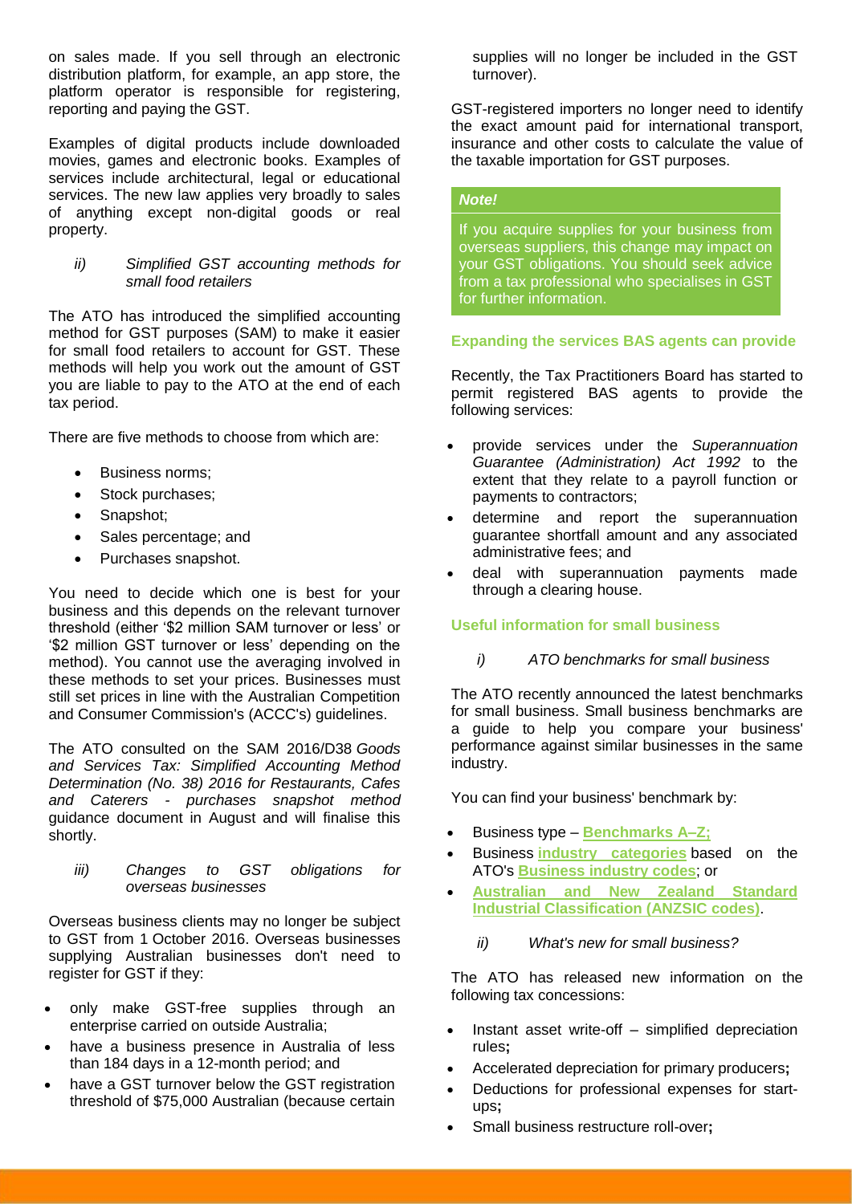on sales made. If you sell through an electronic distribution platform, for example, an app store, the platform operator is responsible for registering, reporting and paying the GST.

Examples of digital products include downloaded movies, games and electronic books. Examples of services include architectural, legal or educational services. The new law applies very broadly to sales of anything except non-digital goods or real property.

*ii) Simplified GST accounting methods for small food retailers*

The ATO has introduced the simplified accounting method for GST purposes (SAM) to make it easier for small food retailers to account for GST. These methods will help you work out the amount of GST you are liable to pay to the ATO at the end of each tax period.

There are five methods to choose from which are:

- Business norms;
- Stock purchases;
- Snapshot;
- Sales percentage; and
- Purchases snapshot.

You need to decide which one is best for your business and this depends on the relevant turnover threshold (either '$2 million SAM turnover or less' or '$2 million GST turnover or less' depending on the method). You cannot use the averaging involved in these methods to set your prices. Businesses must still set prices in line with the Australian Competition and Consumer Commission's (ACCC's) guidelines.

The ATO consulted on the SAM 2016/D38 *Goods and Services Tax: Simplified Accounting Method Determination (No. 38) 2016 for Restaurants, Cafes and Caterers - purchases snapshot method* guidance document in August and will finalise this shortly.

*iii) Changes to GST obligations for overseas businesses*

Overseas business clients may no longer be subject to GST from 1 October 2016. Overseas businesses supplying Australian businesses don't need to register for GST if they:

- only make GST-free supplies through an enterprise carried on outside Australia;
- have a business presence in Australia of less than 184 days in a 12-month period; and
- have a GST turnover below the GST registration threshold of $75,000 Australian (because certain supplies will no longer be included in the GST turnover).

GST-registered importers no longer need to identify the exact amount paid for international transport, insurance and other costs to calculate the value of the taxable importation for GST purposes.

> ***Note!***
>
> If you acquire supplies for your business from overseas suppliers, this change may impact on your GST obligations. You should seek advice from a tax professional who specialises in GST for further information.

### Expanding the services BAS agents can provide

Recently, the Tax Practitioners Board has started to permit registered BAS agents to provide the following services:

- provide services under the *Superannuation Guarantee (Administration) Act 1992* to the extent that they relate to a payroll function or payments to contractors;
- determine and report the superannuation guarantee shortfall amount and any associated administrative fees; and
- deal with superannuation payments made through a clearing house.

### Useful information for small business

*i) ATO benchmarks for small business*

The ATO recently announced the latest benchmarks for small business. Small business benchmarks are a guide to help you compare your business' performance against similar businesses in the same industry.

You can find your business' benchmark by:

- Business type – **Benchmarks A–Z;**
- Business **industry categories** based on the ATO's **Business industry codes**; or
- **Australian and New Zealand Standard Industrial Classification (ANZSIC codes)**.

*ii) What's new for small business?*

The ATO has released new information on the following tax concessions:

- Instant asset write-off – simplified depreciation rules**;**
- Accelerated depreciation for primary producers**;**
- Deductions for professional expenses for start-ups**;**
- Small business restructure roll-over**;**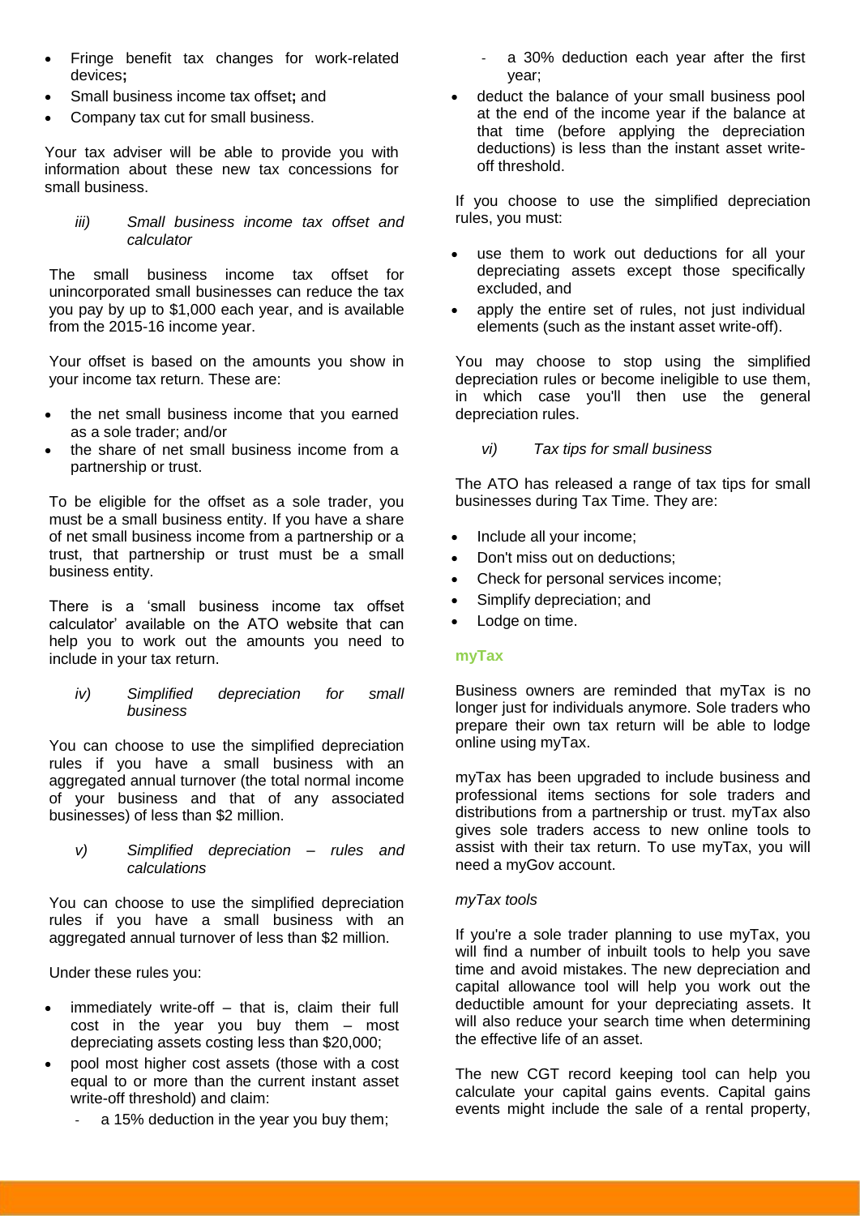- Fringe benefit tax changes for work-related devices**;**
- Small business income tax offset**;** and
- Company tax cut for small business.

Your tax adviser will be able to provide you with information about these new tax concessions for small business.

*iii) Small business income tax offset and calculator*

The small business income tax offset for unincorporated small businesses can reduce the tax you pay by up to $1,000 each year, and is available from the 2015-16 income year.

Your offset is based on the amounts you show in your income tax return. These are:

- the net small business income that you earned as a sole trader; and/or
- the share of net small business income from a partnership or trust.

To be eligible for the offset as a sole trader, you must be a small business entity. If you have a share of net small business income from a partnership or a trust, that partnership or trust must be a small business entity.

There is a 'small business income tax offset calculator' available on the ATO website that can help you to work out the amounts you need to include in your tax return.

*iv) Simplified depreciation for small business*

You can choose to use the simplified depreciation rules if you have a small business with an aggregated annual turnover (the total normal income of your business and that of any associated businesses) of less than $2 million.

*v) Simplified depreciation – rules and calculations*

You can choose to use the simplified depreciation rules if you have a small business with an aggregated annual turnover of less than $2 million.

Under these rules you:

- immediately write-off – that is, claim their full cost in the year you buy them – most depreciating assets costing less than $20,000;
- pool most higher cost assets (those with a cost equal to or more than the current instant asset write-off threshold) and claim:
  - a 15% deduction in the year you buy them;
  - a 30% deduction each year after the first year;
- deduct the balance of your small business pool at the end of the income year if the balance at that time (before applying the depreciation deductions) is less than the instant asset write-off threshold.

If you choose to use the simplified depreciation rules, you must:

- use them to work out deductions for all your depreciating assets except those specifically excluded, and
- apply the entire set of rules, not just individual elements (such as the instant asset write-off).

You may choose to stop using the simplified depreciation rules or become ineligible to use them, in which case you'll then use the general depreciation rules.

*vi) Tax tips for small business*

The ATO has released a range of tax tips for small businesses during Tax Time. They are:

- Include all your income;
- Don't miss out on deductions;
- Check for personal services income;
- Simplify depreciation; and
- Lodge on time.

**myTax**

Business owners are reminded that myTax is no longer just for individuals anymore. Sole traders who prepare their own tax return will be able to lodge online using myTax.

myTax has been upgraded to include business and professional items sections for sole traders and distributions from a partnership or trust. myTax also gives sole traders access to new online tools to assist with their tax return. To use myTax, you will need a myGov account.

*myTax tools*

If you're a sole trader planning to use myTax, you will find a number of inbuilt tools to help you save time and avoid mistakes. The new depreciation and capital allowance tool will help you work out the deductible amount for your depreciating assets. It will also reduce your search time when determining the effective life of an asset.

The new CGT record keeping tool can help you calculate your capital gains events. Capital gains events might include the sale of a rental property,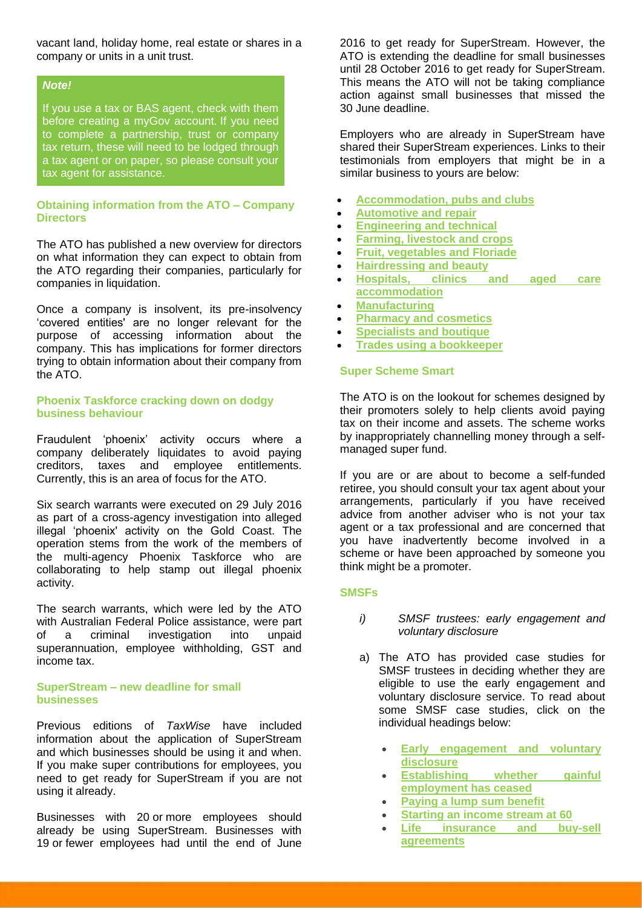vacant land, holiday home, real estate or shares in a company or units in a unit trust.

> ***Note!***
>
> If you use a tax or BAS agent, check with them before creating a myGov account. If you need to complete a partnership, trust or company tax return, these will need to be lodged through a tax agent or on paper, so please consult your tax agent for assistance.

### Obtaining information from the ATO – Company Directors

The ATO has published a new overview for directors on what information they can expect to obtain from the ATO regarding their companies, particularly for companies in liquidation.

Once a company is insolvent, its pre-insolvency 'covered entities' are no longer relevant for the purpose of accessing information about the company. This has implications for former directors trying to obtain information about their company from the ATO.

### Phoenix Taskforce cracking down on dodgy business behaviour

Fraudulent 'phoenix' activity occurs where a company deliberately liquidates to avoid paying creditors, taxes and employee entitlements. Currently, this is an area of focus for the ATO.

Six search warrants were executed on 29 July 2016 as part of a cross-agency investigation into alleged illegal 'phoenix' activity on the Gold Coast. The operation stems from the work of the members of the multi-agency Phoenix Taskforce who are collaborating to help stamp out illegal phoenix activity.

The search warrants, which were led by the ATO with Australian Federal Police assistance, were part of a criminal investigation into unpaid superannuation, employee withholding, GST and income tax.

### SuperStream – new deadline for small businesses

Previous editions of *TaxWise* have included information about the application of SuperStream and which businesses should be using it and when. If you make super contributions for employees, you need to get ready for SuperStream if you are not using it already.

Businesses with 20 or more employees should already be using SuperStream. Businesses with 19 or fewer employees had until the end of June 2016 to get ready for SuperStream. However, the ATO is extending the deadline for small businesses until 28 October 2016 to get ready for SuperStream. This means the ATO will not be taking compliance action against small businesses that missed the 30 June deadline.

Employers who are already in SuperStream have shared their SuperStream experiences. Links to their testimonials from employers that might be in a similar business to yours are below:

- **Accommodation, pubs and clubs**
- **Automotive and repair**
- **Engineering and technical**
- **Farming, livestock and crops**
- **Fruit, vegetables and Floriade**
- **Hairdressing and beauty**
- **Hospitals, clinics and aged care accommodation**
- **Manufacturing**
- **Pharmacy and cosmetics**
- **Specialists and boutique**
- **Trades using a bookkeeper**

### Super Scheme Smart

The ATO is on the lookout for schemes designed by their promoters solely to help clients avoid paying tax on their income and assets. The scheme works by inappropriately channelling money through a self-managed super fund.

If you are or are about to become a self-funded retiree, you should consult your tax agent about your arrangements, particularly if you have received advice from another adviser who is not your tax agent or a tax professional and are concerned that you have inadvertently become involved in a scheme or have been approached by someone you think might be a promoter.

### SMSFs

*i) SMSF trustees: early engagement and voluntary disclosure*

a) The ATO has provided case studies for SMSF trustees in deciding whether they are eligible to use the early engagement and voluntary disclosure service. To read about some SMSF case studies, click on the individual headings below:

   - **Early engagement and voluntary disclosure**
   - **Establishing whether gainful employment has ceased**
   - **Paying a lump sum benefit**
   - **Starting an income stream at 60**
   - **Life insurance and buy-sell agreements**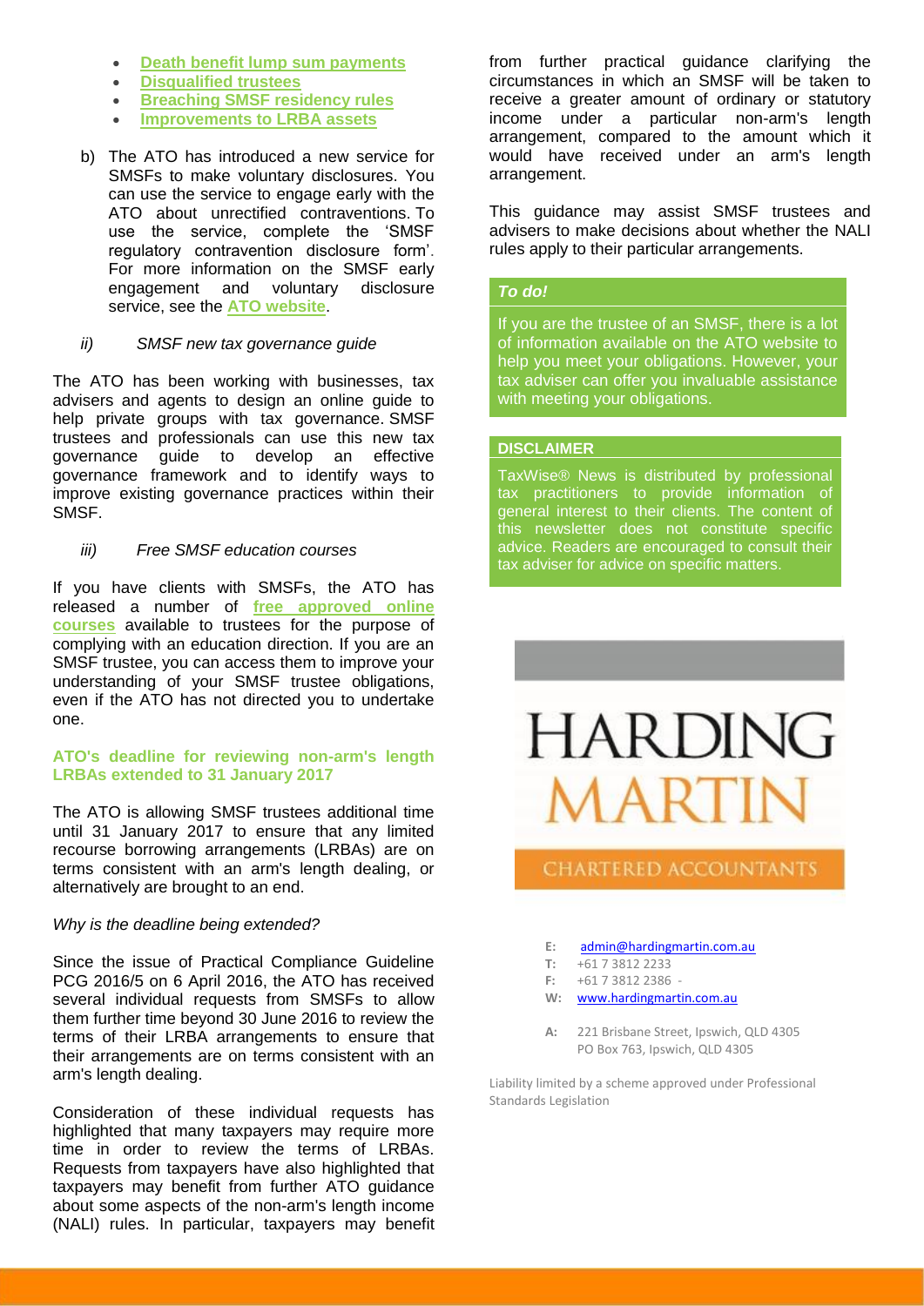- **Death benefit lump sum payments**
- **Disqualified trustees**
- **Breaching SMSF residency rules**
- **Improvements to LRBA assets**

b) The ATO has introduced a new service for SMSFs to make voluntary disclosures. You can use the service to engage early with the ATO about unrectified contraventions. To use the service, complete the 'SMSF regulatory contravention disclosure form'. For more information on the SMSF early engagement and voluntary disclosure service, see the **ATO website**.

*ii) SMSF new tax governance guide*

The ATO has been working with businesses, tax advisers and agents to design an online guide to help private groups with tax governance. SMSF trustees and professionals can use this new tax governance guide to develop an effective governance framework and to identify ways to improve existing governance practices within their SMSF.

*iii) Free SMSF education courses*

If you have clients with SMSFs, the ATO has released a number of **free approved online courses** available to trustees for the purpose of complying with an education direction. If you are an SMSF trustee, you can access them to improve your understanding of your SMSF trustee obligations, even if the ATO has not directed you to undertake one.

### ATO's deadline for reviewing non-arm's length LRBAs extended to 31 January 2017

The ATO is allowing SMSF trustees additional time until 31 January 2017 to ensure that any limited recourse borrowing arrangements (LRBAs) are on terms consistent with an arm's length dealing, or alternatively are brought to an end.

*Why is the deadline being extended?*

Since the issue of Practical Compliance Guideline PCG 2016/5 on 6 April 2016, the ATO has received several individual requests from SMSFs to allow them further time beyond 30 June 2016 to review the terms of their LRBA arrangements to ensure that their arrangements are on terms consistent with an arm's length dealing.

Consideration of these individual requests has highlighted that many taxpayers may require more time in order to review the terms of LRBAs. Requests from taxpayers have also highlighted that taxpayers may benefit from further ATO guidance about some aspects of the non-arm's length income (NALI) rules. In particular, taxpayers may benefit from further practical guidance clarifying the circumstances in which an SMSF will be taken to receive a greater amount of ordinary or statutory income under a particular non-arm's length arrangement, compared to the amount which it would have received under an arm's length arrangement.

This guidance may assist SMSF trustees and advisers to make decisions about whether the NALI rules apply to their particular arrangements.

***To do!***

If you are the trustee of an SMSF, there is a lot of information available on the ATO website to help you meet your obligations. However, your tax adviser can offer you invaluable assistance with meeting your obligations.

**DISCLAIMER**

TaxWise® News is distributed by professional tax practitioners to provide information of general interest to their clients. The content of this newsletter does not constitute specific advice. Readers are encouraged to consult their tax adviser for advice on specific matters.

HARDING MARTIN

CHARTERED ACCOUNTANTS

E: admin@hardingmartin.com.au
T: +61 7 3812 2233
F: +61 7 3812 2386 -
W: www.hardingmartin.com.au

A: 221 Brisbane Street, Ipswich, QLD 4305
PO Box 763, Ipswich, QLD 4305

Liability limited by a scheme approved under Professional Standards Legislation